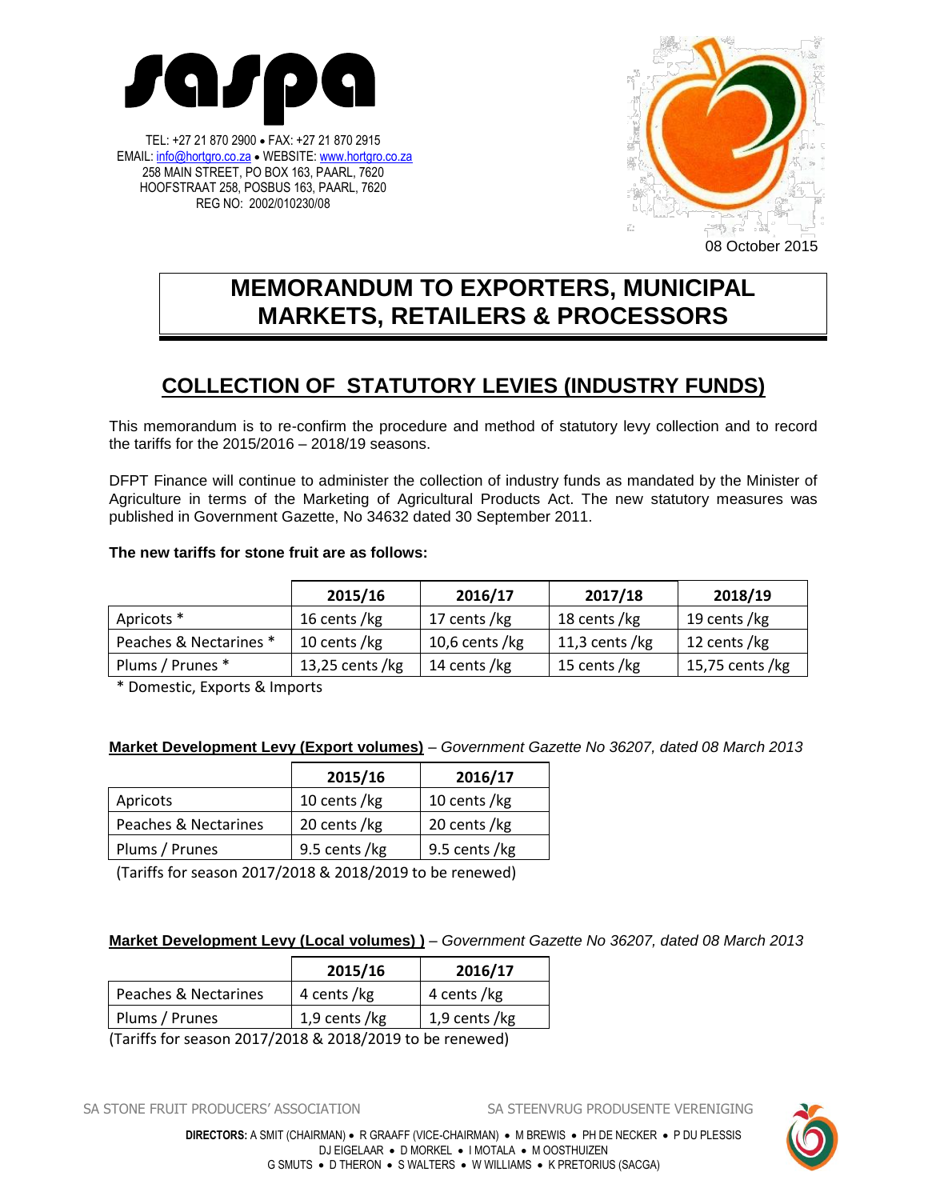saspa

TEL: +27 21 870 2900 • FAX: +27 21 870 2915
EMAIL: info@hortgro.co.za • WEBSITE: www.hortgro.co.za
258 MAIN STREET, PO BOX 163, PAARL, 7620
HOOFSTRAAT 258, POSBUS 163, PAARL, 7620
REG NO: 2002/010230/08

08 October 2015

# MEMORANDUM TO EXPORTERS, MUNICIPAL MARKETS, RETAILERS & PROCESSORS

## COLLECTION OF STATUTORY LEVIES (INDUSTRY FUNDS)

This memorandum is to re-confirm the procedure and method of statutory levy collection and to record the tariffs for the 2015/2016 – 2018/19 seasons.

DFPT Finance will continue to administer the collection of industry funds as mandated by the Minister of Agriculture in terms of the Marketing of Agricultural Products Act. The new statutory measures was published in Government Gazette, No 34632 dated 30 September 2011.

**The new tariffs for stone fruit are as follows:**

| | 2015/16 | 2016/17 | 2017/18 | 2018/19 |
|---|---|---|---|---|
| Apricots * | 16 cents /kg | 17 cents /kg | 18 cents /kg | 19 cents /kg |
| Peaches & Nectarines * | 10 cents /kg | 10,6 cents /kg | 11,3 cents /kg | 12 cents /kg |
| Plums / Prunes * | 13,25 cents /kg | 14 cents /kg | 15 cents /kg | 15,75 cents /kg |

* Domestic, Exports & Imports

**Market Development Levy (Export volumes)** – *Government Gazette No 36207, dated 08 March 2013*

| | 2015/16 | 2016/17 |
|---|---|---|
| Apricots | 10 cents /kg | 10 cents /kg |
| Peaches & Nectarines | 20 cents /kg | 20 cents /kg |
| Plums / Prunes | 9.5 cents /kg | 9.5 cents /kg |

(Tariffs for season 2017/2018 & 2018/2019 to be renewed)

**Market Development Levy (Local volumes) )** – *Government Gazette No 36207, dated 08 March 2013*

| | 2015/16 | 2016/17 |
|---|---|---|
| Peaches & Nectarines | 4 cents /kg | 4 cents /kg |
| Plums / Prunes | 1,9 cents /kg | 1,9 cents /kg |

(Tariffs for season 2017/2018 & 2018/2019 to be renewed)

SA STONE FRUIT PRODUCERS' ASSOCIATION SA STEENVRUG PRODUSENTE VERENIGING

**DIRECTORS:** A SMIT (CHAIRMAN) • R GRAAFF (VICE-CHAIRMAN) • M BREWIS • PH DE NECKER • P DU PLESSIS
DJ EIGELAAR • D MORKEL • I MOTALA • M OOSTHUIZEN
G SMUTS • D THERON • S WALTERS • W WILLIAMS • K PRETORIUS (SACGA)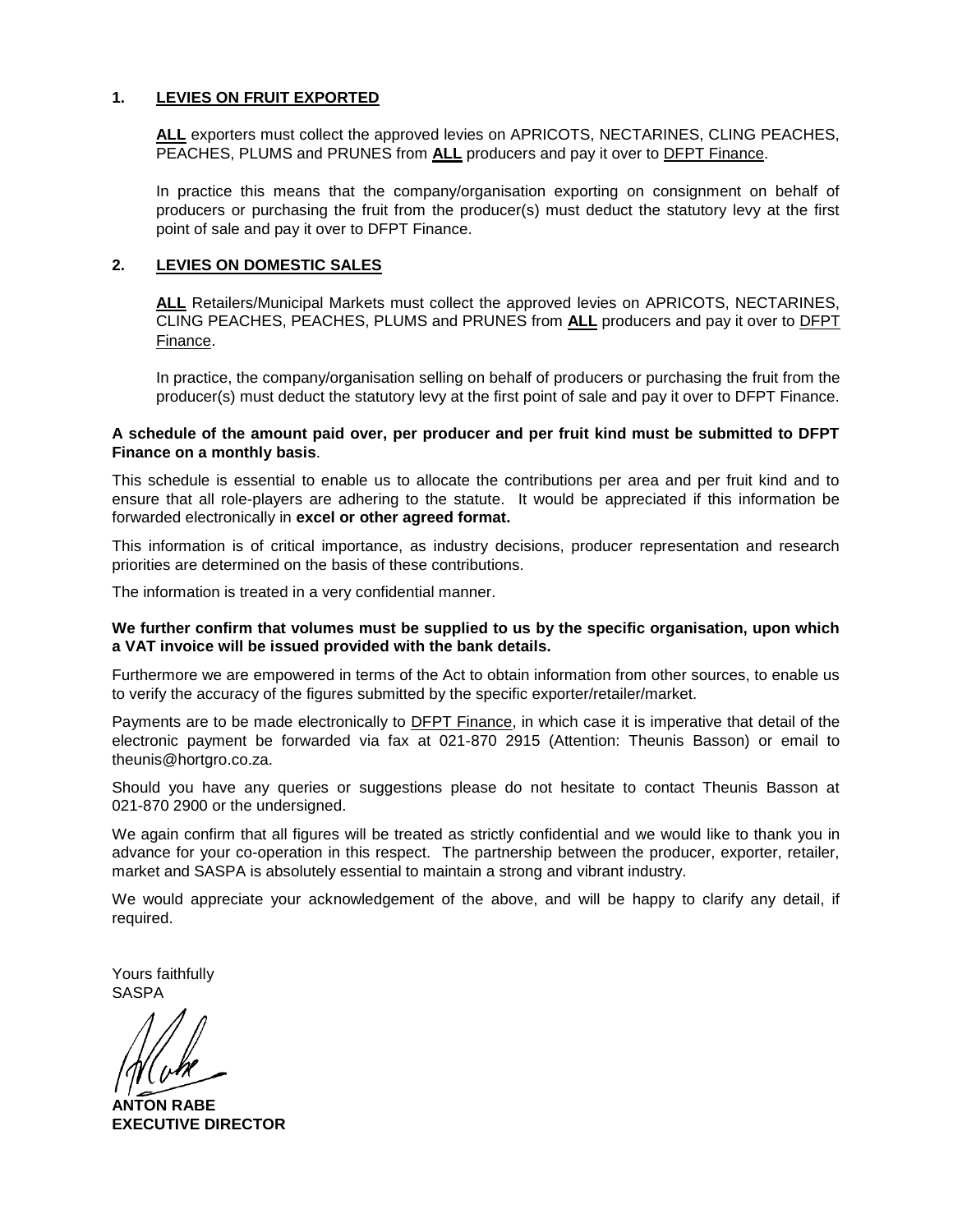## 1. LEVIES ON FRUIT EXPORTED

**ALL** exporters must collect the approved levies on APRICOTS, NECTARINES, CLING PEACHES, PEACHES, PLUMS and PRUNES from **ALL** producers and pay it over to DFPT Finance.

In practice this means that the company/organisation exporting on consignment on behalf of producers or purchasing the fruit from the producer(s) must deduct the statutory levy at the first point of sale and pay it over to DFPT Finance.

## 2. LEVIES ON DOMESTIC SALES

**ALL** Retailers/Municipal Markets must collect the approved levies on APRICOTS, NECTARINES, CLING PEACHES, PEACHES, PLUMS and PRUNES from **ALL** producers and pay it over to DFPT Finance.

In practice, the company/organisation selling on behalf of producers or purchasing the fruit from the producer(s) must deduct the statutory levy at the first point of sale and pay it over to DFPT Finance.

**A schedule of the amount paid over, per producer and per fruit kind must be submitted to DFPT Finance on a monthly basis**.

This schedule is essential to enable us to allocate the contributions per area and per fruit kind and to ensure that all role-players are adhering to the statute. It would be appreciated if this information be forwarded electronically in **excel or other agreed format.**

This information is of critical importance, as industry decisions, producer representation and research priorities are determined on the basis of these contributions.

The information is treated in a very confidential manner.

**We further confirm that volumes must be supplied to us by the specific organisation, upon which a VAT invoice will be issued provided with the bank details.**

Furthermore we are empowered in terms of the Act to obtain information from other sources, to enable us to verify the accuracy of the figures submitted by the specific exporter/retailer/market.

Payments are to be made electronically to DFPT Finance, in which case it is imperative that detail of the electronic payment be forwarded via fax at 021-870 2915 (Attention: Theunis Basson) or email to theunis@hortgro.co.za.

Should you have any queries or suggestions please do not hesitate to contact Theunis Basson at 021-870 2900 or the undersigned.

We again confirm that all figures will be treated as strictly confidential and we would like to thank you in advance for your co-operation in this respect. The partnership between the producer, exporter, retailer, market and SASPA is absolutely essential to maintain a strong and vibrant industry.

We would appreciate your acknowledgement of the above, and will be happy to clarify any detail, if required.

Yours faithfully
SASPA

**ANTON RABE**
**EXECUTIVE DIRECTOR**